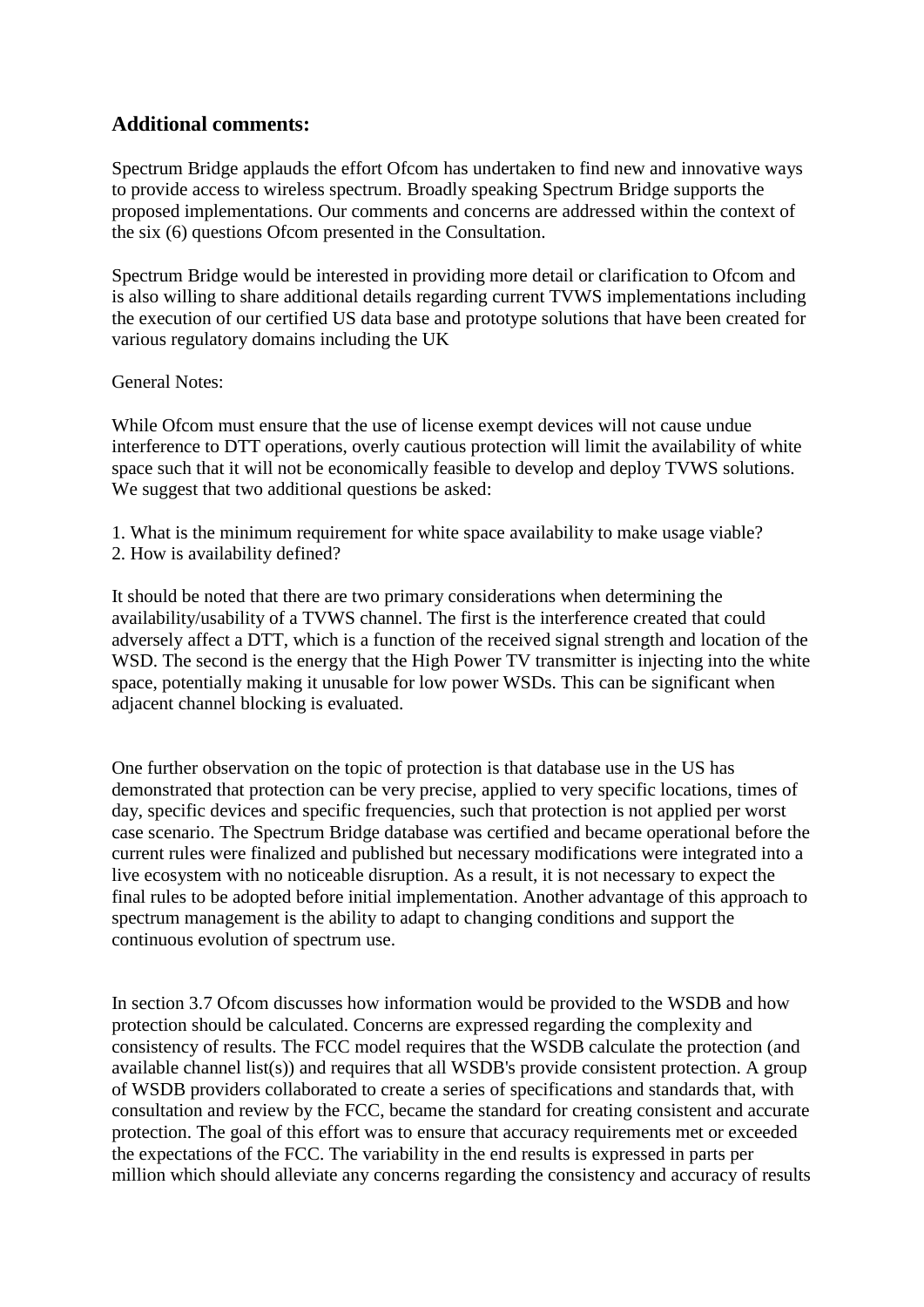## Additional comments:

Spectrum Bridge applauds the effort Ofcom has undertaken to find new and innovative ways to provide access to wireless spectrum. Broadly speaking Spectrum Bridge supports the proposed implementations. Our comments and concerns are addressed within the context of the six (6) questions Ofcom presented in the Consultation.

Spectrum Bridge would be interested in providing more detail or clarification to Ofcom and is also willing to share additional details regarding current TVWS implementations including the execution of our certified US data base and prototype solutions that have been created for various regulatory domains including the UK

General Notes:

While Ofcom must ensure that the use of license exempt devices will not cause undue interference to DTT operations, overly cautious protection will limit the availability of white space such that it will not be economically feasible to develop and deploy TVWS solutions. We suggest that two additional questions be asked:

1. What is the minimum requirement for white space availability to make usage viable?
2. How is availability defined?

It should be noted that there are two primary considerations when determining the availability/usability of a TVWS channel. The first is the interference created that could adversely affect a DTT, which is a function of the received signal strength and location of the WSD. The second is the energy that the High Power TV transmitter is injecting into the white space, potentially making it unusable for low power WSDs. This can be significant when adjacent channel blocking is evaluated.

One further observation on the topic of protection is that database use in the US has demonstrated that protection can be very precise, applied to very specific locations, times of day, specific devices and specific frequencies, such that protection is not applied per worst case scenario. The Spectrum Bridge database was certified and became operational before the current rules were finalized and published but necessary modifications were integrated into a live ecosystem with no noticeable disruption. As a result, it is not necessary to expect the final rules to be adopted before initial implementation. Another advantage of this approach to spectrum management is the ability to adapt to changing conditions and support the continuous evolution of spectrum use.

In section 3.7 Ofcom discusses how information would be provided to the WSDB and how protection should be calculated. Concerns are expressed regarding the complexity and consistency of results. The FCC model requires that the WSDB calculate the protection (and available channel list(s)) and requires that all WSDB's provide consistent protection. A group of WSDB providers collaborated to create a series of specifications and standards that, with consultation and review by the FCC, became the standard for creating consistent and accurate protection. The goal of this effort was to ensure that accuracy requirements met or exceeded the expectations of the FCC. The variability in the end results is expressed in parts per million which should alleviate any concerns regarding the consistency and accuracy of results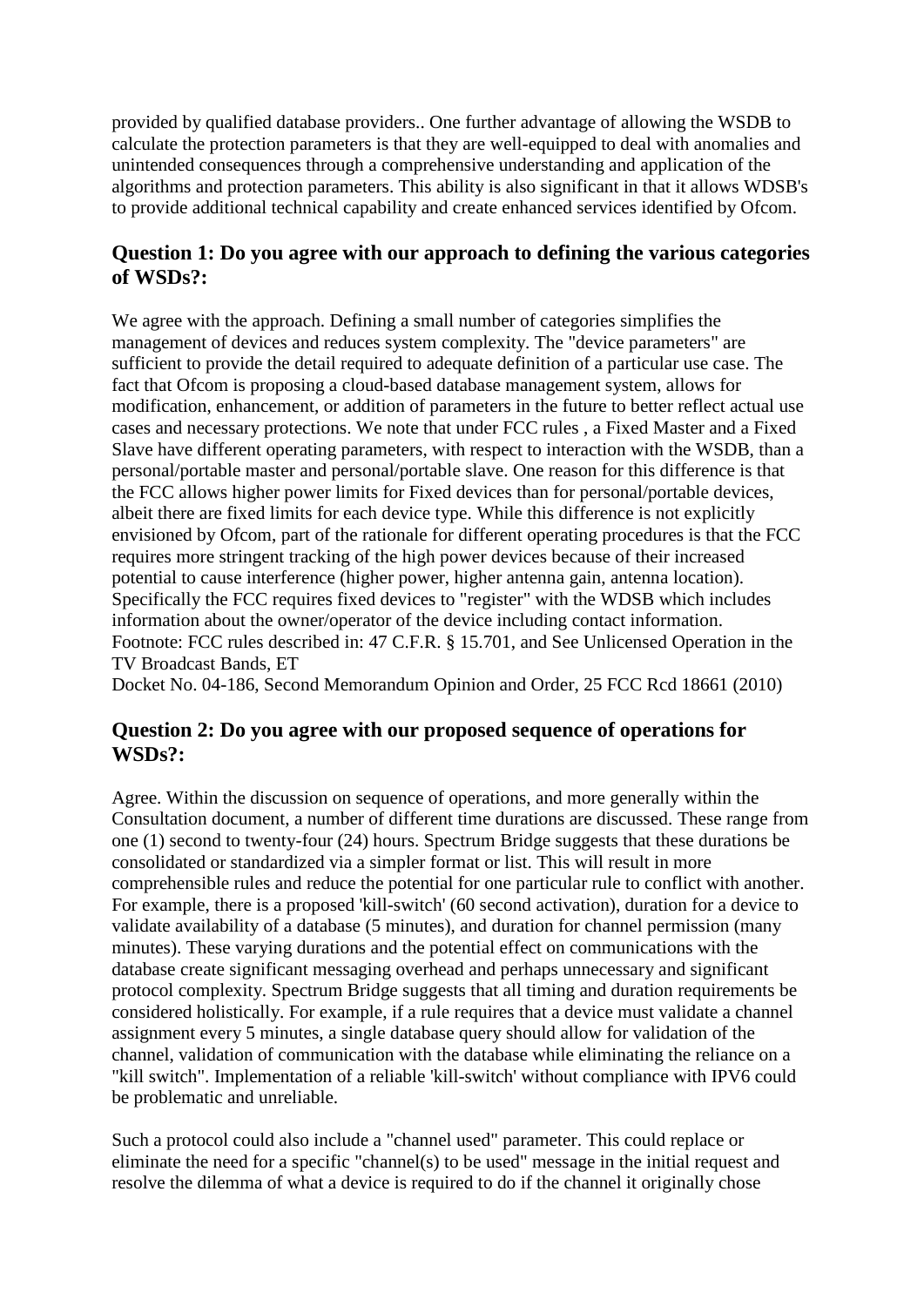provided by qualified database providers.. One further advantage of allowing the WSDB to calculate the protection parameters is that they are well-equipped to deal with anomalies and unintended consequences through a comprehensive understanding and application of the algorithms and protection parameters. This ability is also significant in that it allows WDSB's to provide additional technical capability and create enhanced services identified by Ofcom.

## Question 1: Do you agree with our approach to defining the various categories of WSDs?:

We agree with the approach. Defining a small number of categories simplifies the management of devices and reduces system complexity. The "device parameters" are sufficient to provide the detail required to adequate definition of a particular use case. The fact that Ofcom is proposing a cloud-based database management system, allows for modification, enhancement, or addition of parameters in the future to better reflect actual use cases and necessary protections. We note that under FCC rules , a Fixed Master and a Fixed Slave have different operating parameters, with respect to interaction with the WSDB, than a personal/portable master and personal/portable slave. One reason for this difference is that the FCC allows higher power limits for Fixed devices than for personal/portable devices, albeit there are fixed limits for each device type. While this difference is not explicitly envisioned by Ofcom, part of the rationale for different operating procedures is that the FCC requires more stringent tracking of the high power devices because of their increased potential to cause interference (higher power, higher antenna gain, antenna location). Specifically the FCC requires fixed devices to "register" with the WDSB which includes information about the owner/operator of the device including contact information.
Footnote: FCC rules described in: 47 C.F.R. § 15.701, and See Unlicensed Operation in the TV Broadcast Bands, ET
Docket No. 04-186, Second Memorandum Opinion and Order, 25 FCC Rcd 18661 (2010)

## Question 2: Do you agree with our proposed sequence of operations for WSDs?:

Agree. Within the discussion on sequence of operations, and more generally within the Consultation document, a number of different time durations are discussed. These range from one (1) second to twenty-four (24) hours. Spectrum Bridge suggests that these durations be consolidated or standardized via a simpler format or list. This will result in more comprehensible rules and reduce the potential for one particular rule to conflict with another. For example, there is a proposed 'kill-switch' (60 second activation), duration for a device to validate availability of a database (5 minutes), and duration for channel permission (many minutes). These varying durations and the potential effect on communications with the database create significant messaging overhead and perhaps unnecessary and significant protocol complexity. Spectrum Bridge suggests that all timing and duration requirements be considered holistically. For example, if a rule requires that a device must validate a channel assignment every 5 minutes, a single database query should allow for validation of the channel, validation of communication with the database while eliminating the reliance on a "kill switch". Implementation of a reliable 'kill-switch' without compliance with IPV6 could be problematic and unreliable.

Such a protocol could also include a "channel used" parameter. This could replace or eliminate the need for a specific "channel(s) to be used" message in the initial request and resolve the dilemma of what a device is required to do if the channel it originally chose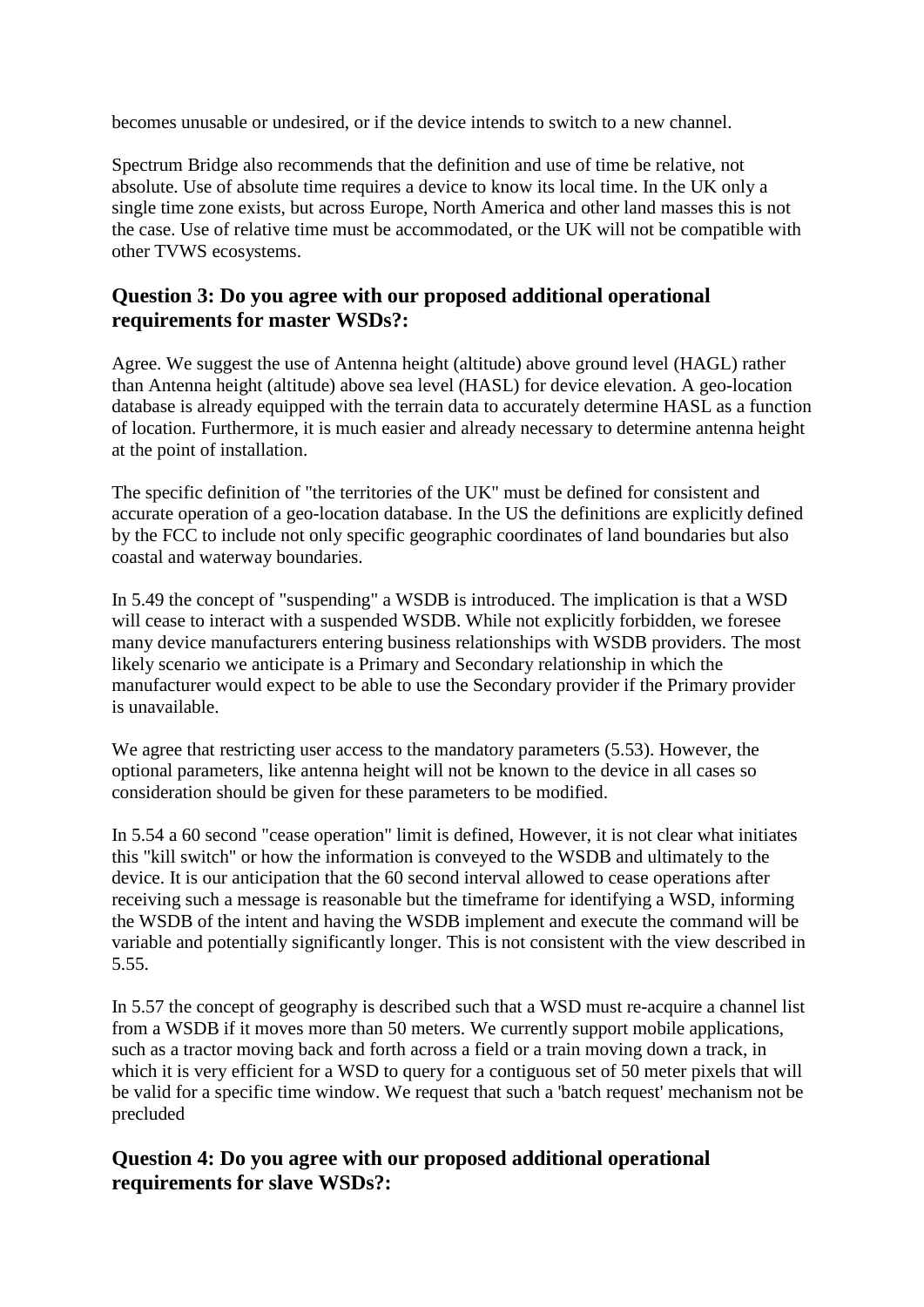becomes unusable or undesired, or if the device intends to switch to a new channel.

Spectrum Bridge also recommends that the definition and use of time be relative, not absolute. Use of absolute time requires a device to know its local time. In the UK only a single time zone exists, but across Europe, North America and other land masses this is not the case. Use of relative time must be accommodated, or the UK will not be compatible with other TVWS ecosystems.

## Question 3: Do you agree with our proposed additional operational requirements for master WSDs?:

Agree. We suggest the use of Antenna height (altitude) above ground level (HAGL) rather than Antenna height (altitude) above sea level (HASL) for device elevation. A geo-location database is already equipped with the terrain data to accurately determine HASL as a function of location. Furthermore, it is much easier and already necessary to determine antenna height at the point of installation.

The specific definition of "the territories of the UK" must be defined for consistent and accurate operation of a geo-location database. In the US the definitions are explicitly defined by the FCC to include not only specific geographic coordinates of land boundaries but also coastal and waterway boundaries.

In 5.49 the concept of "suspending" a WSDB is introduced. The implication is that a WSD will cease to interact with a suspended WSDB. While not explicitly forbidden, we foresee many device manufacturers entering business relationships with WSDB providers. The most likely scenario we anticipate is a Primary and Secondary relationship in which the manufacturer would expect to be able to use the Secondary provider if the Primary provider is unavailable.

We agree that restricting user access to the mandatory parameters (5.53). However, the optional parameters, like antenna height will not be known to the device in all cases so consideration should be given for these parameters to be modified.

In 5.54 a 60 second "cease operation" limit is defined, However, it is not clear what initiates this "kill switch" or how the information is conveyed to the WSDB and ultimately to the device. It is our anticipation that the 60 second interval allowed to cease operations after receiving such a message is reasonable but the timeframe for identifying a WSD, informing the WSDB of the intent and having the WSDB implement and execute the command will be variable and potentially significantly longer. This is not consistent with the view described in 5.55.

In 5.57 the concept of geography is described such that a WSD must re-acquire a channel list from a WSDB if it moves more than 50 meters. We currently support mobile applications, such as a tractor moving back and forth across a field or a train moving down a track, in which it is very efficient for a WSD to query for a contiguous set of 50 meter pixels that will be valid for a specific time window. We request that such a 'batch request' mechanism not be precluded

## Question 4: Do you agree with our proposed additional operational requirements for slave WSDs?: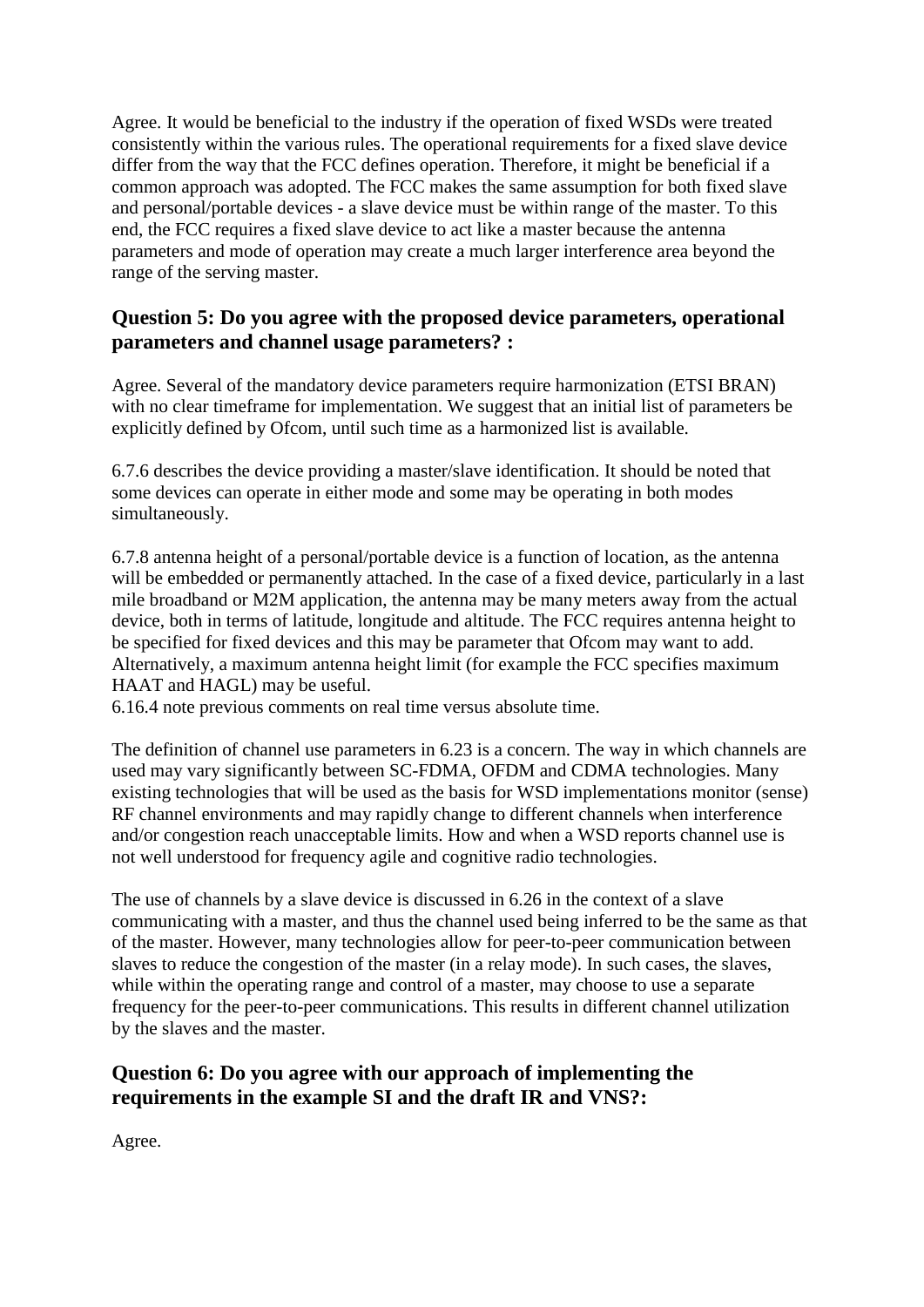Agree. It would be beneficial to the industry if the operation of fixed WSDs were treated consistently within the various rules. The operational requirements for a fixed slave device differ from the way that the FCC defines operation. Therefore, it might be beneficial if a common approach was adopted. The FCC makes the same assumption for both fixed slave and personal/portable devices - a slave device must be within range of the master. To this end, the FCC requires a fixed slave device to act like a master because the antenna parameters and mode of operation may create a much larger interference area beyond the range of the serving master.

### Question 5: Do you agree with the proposed device parameters, operational parameters and channel usage parameters? :

Agree. Several of the mandatory device parameters require harmonization (ETSI BRAN) with no clear timeframe for implementation. We suggest that an initial list of parameters be explicitly defined by Ofcom, until such time as a harmonized list is available.

6.7.6 describes the device providing a master/slave identification. It should be noted that some devices can operate in either mode and some may be operating in both modes simultaneously.

6.7.8 antenna height of a personal/portable device is a function of location, as the antenna will be embedded or permanently attached. In the case of a fixed device, particularly in a last mile broadband or M2M application, the antenna may be many meters away from the actual device, both in terms of latitude, longitude and altitude. The FCC requires antenna height to be specified for fixed devices and this may be parameter that Ofcom may want to add. Alternatively, a maximum antenna height limit (for example the FCC specifies maximum HAAT and HAGL) may be useful.
6.16.4 note previous comments on real time versus absolute time.

The definition of channel use parameters in 6.23 is a concern. The way in which channels are used may vary significantly between SC-FDMA, OFDM and CDMA technologies. Many existing technologies that will be used as the basis for WSD implementations monitor (sense) RF channel environments and may rapidly change to different channels when interference and/or congestion reach unacceptable limits. How and when a WSD reports channel use is not well understood for frequency agile and cognitive radio technologies.

The use of channels by a slave device is discussed in 6.26 in the context of a slave communicating with a master, and thus the channel used being inferred to be the same as that of the master. However, many technologies allow for peer-to-peer communication between slaves to reduce the congestion of the master (in a relay mode). In such cases, the slaves, while within the operating range and control of a master, may choose to use a separate frequency for the peer-to-peer communications. This results in different channel utilization by the slaves and the master.

### Question 6: Do you agree with our approach of implementing the requirements in the example SI and the draft IR and VNS?:

Agree.